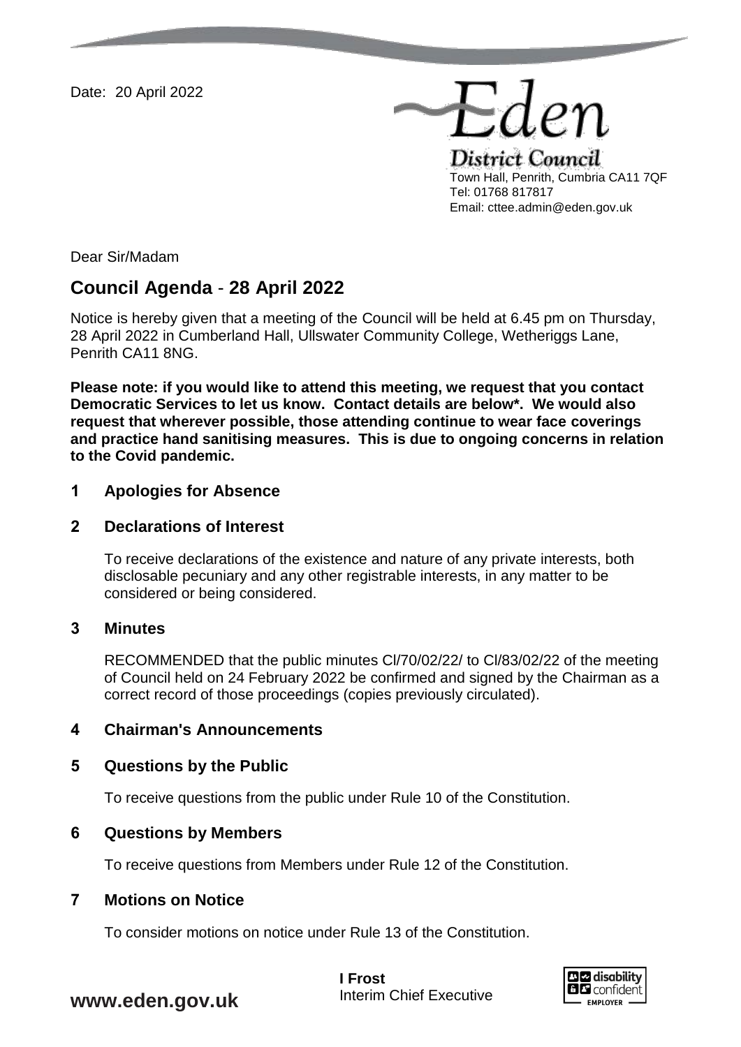Date: 20 April 2022

Eden District Council
Town Hall, Penrith, Cumbria CA11 7QF
Tel: 01768 817817
Email: cttee.admin@eden.gov.uk

Dear Sir/Madam

## Council Agenda - 28 April 2022

Notice is hereby given that a meeting of the Council will be held at 6.45 pm on Thursday, 28 April 2022 in Cumberland Hall, Ullswater Community College, Wetheriggs Lane, Penrith CA11 8NG.

**Please note: if you would like to attend this meeting, we request that you contact Democratic Services to let us know. Contact details are below*. We would also request that wherever possible, those attending continue to wear face coverings and practice hand sanitising measures. This is due to ongoing concerns in relation to the Covid pandemic.**

### 1 Apologies for Absence

### 2 Declarations of Interest

To receive declarations of the existence and nature of any private interests, both disclosable pecuniary and any other registrable interests, in any matter to be considered or being considered.

### 3 Minutes

RECOMMENDED that the public minutes Cl/70/02/22/ to Cl/83/02/22 of the meeting of Council held on 24 February 2022 be confirmed and signed by the Chairman as a correct record of those proceedings (copies previously circulated).

### 4 Chairman's Announcements

### 5 Questions by the Public

To receive questions from the public under Rule 10 of the Constitution.

### 6 Questions by Members

To receive questions from Members under Rule 12 of the Constitution.

### 7 Motions on Notice

To consider motions on notice under Rule 13 of the Constitution.

**I Frost**
Interim Chief Executive

www.eden.gov.uk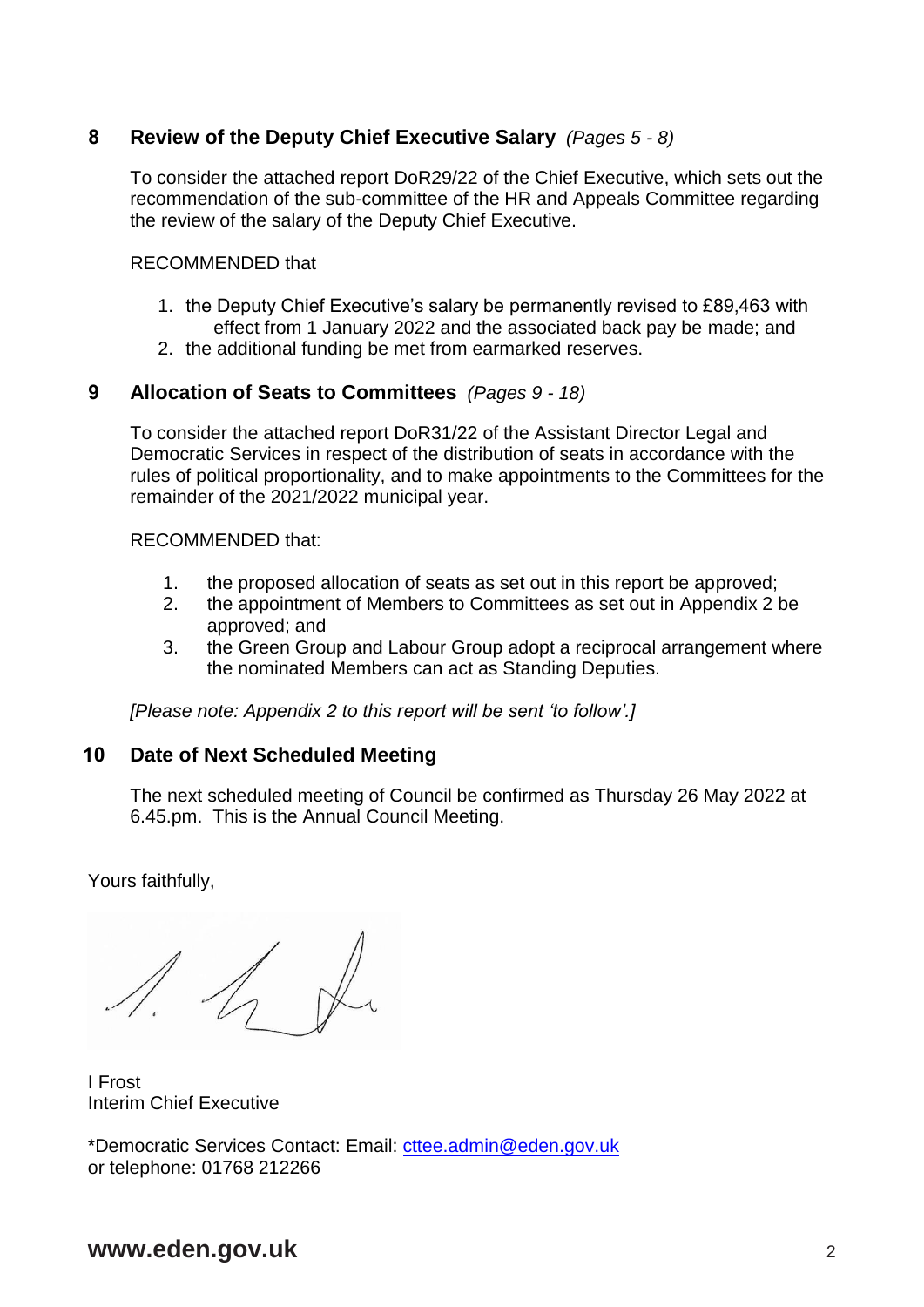## 8 Review of the Deputy Chief Executive Salary *(Pages 5 - 8)*

To consider the attached report DoR29/22 of the Chief Executive, which sets out the recommendation of the sub-committee of the HR and Appeals Committee regarding the review of the salary of the Deputy Chief Executive.

RECOMMENDED that

1. the Deputy Chief Executive's salary be permanently revised to £89,463 with effect from 1 January 2022 and the associated back pay be made; and
2. the additional funding be met from earmarked reserves.

## 9 Allocation of Seats to Committees *(Pages 9 - 18)*

To consider the attached report DoR31/22 of the Assistant Director Legal and Democratic Services in respect of the distribution of seats in accordance with the rules of political proportionality, and to make appointments to the Committees for the remainder of the 2021/2022 municipal year.

RECOMMENDED that:

1. the proposed allocation of seats as set out in this report be approved;
2. the appointment of Members to Committees as set out in Appendix 2 be approved; and
3. the Green Group and Labour Group adopt a reciprocal arrangement where the nominated Members can act as Standing Deputies.

*[Please note: Appendix 2 to this report will be sent 'to follow'.]*

## 10 Date of Next Scheduled Meeting

The next scheduled meeting of Council be confirmed as Thursday 26 May 2022 at 6.45pm. This is the Annual Council Meeting.

Yours faithfully,

I Frost
Interim Chief Executive

*Democratic Services Contact: Email: cttee.admin@eden.gov.uk
or telephone: 01768 212266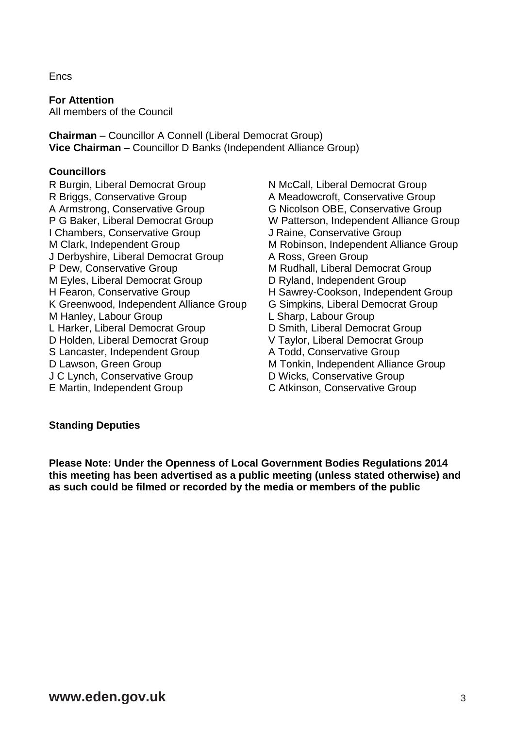Encs

**For Attention**
All members of the Council

**Chairman** – Councillor A Connell (Liberal Democrat Group)
**Vice Chairman** – Councillor D Banks (Independent Alliance Group)

**Councillors**

R Burgin, Liberal Democrat Group
R Briggs, Conservative Group
A Armstrong, Conservative Group
P G Baker, Liberal Democrat Group
I Chambers, Conservative Group
M Clark, Independent Group
J Derbyshire, Liberal Democrat Group
P Dew, Conservative Group
M Eyles, Liberal Democrat Group
H Fearon, Conservative Group
K Greenwood, Independent Alliance Group
M Hanley, Labour Group
L Harker, Liberal Democrat Group
D Holden, Liberal Democrat Group
S Lancaster, Independent Group
D Lawson, Green Group
J C Lynch, Conservative Group
E Martin, Independent Group
N McCall, Liberal Democrat Group
A Meadowcroft, Conservative Group
G Nicolson OBE, Conservative Group
W Patterson, Independent Alliance Group
J Raine, Conservative Group
M Robinson, Independent Alliance Group
A Ross, Green Group
M Rudhall, Liberal Democrat Group
D Ryland, Independent Group
H Sawrey-Cookson, Independent Group
G Simpkins, Liberal Democrat Group
L Sharp, Labour Group
D Smith, Liberal Democrat Group
V Taylor, Liberal Democrat Group
A Todd, Conservative Group
M Tonkin, Independent Alliance Group
D Wicks, Conservative Group
C Atkinson, Conservative Group

**Standing Deputies**

**Please Note: Under the Openness of Local Government Bodies Regulations 2014 this meeting has been advertised as a public meeting (unless stated otherwise) and as such could be filmed or recorded by the media or members of the public**

**www.eden.gov.uk**